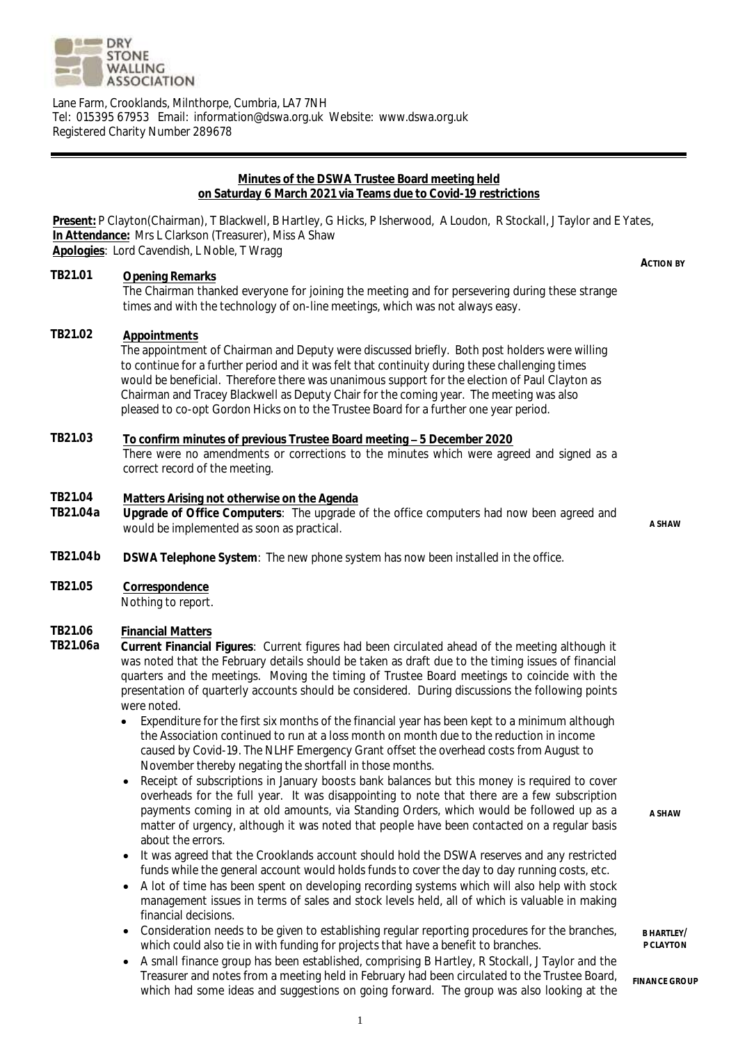DRY STONE WALLING ASSOCIATION

Lane Farm, Crooklands, Milnthorpe, Cumbria, LA7 7NH
Tel: 015395 67953 Email: information@dswa.org.uk Website: www.dswa.org.uk
Registered Charity Number 289678

**Minutes of the DSWA Trustee Board meeting held on Saturday 6 March 2021 via Teams due to Covid-19 restrictions**

**Present:** P Clayton(Chairman), T Blackwell, B Hartley, G Hicks, P Isherwood, A Loudon, R Stockall, J Taylor and E Yates,
**In Attendance:** Mrs L Clarkson (Treasurer), Miss A Shaw
**Apologies**: Lord Cavendish, L Noble, T Wragg

**ACTION BY**

**TB21.01 Opening Remarks**
The Chairman thanked everyone for joining the meeting and for persevering during these strange times and with the technology of on-line meetings, which was not always easy.

**TB21.02 Appointments**
The appointment of Chairman and Deputy were discussed briefly. Both post holders were willing to continue for a further period and it was felt that continuity during these challenging times would be beneficial. Therefore there was unanimous support for the election of Paul Clayton as Chairman and Tracey Blackwell as Deputy Chair for the coming year. The meeting was also pleased to co-opt Gordon Hicks on to the Trustee Board for a further one year period.

**TB21.03 To confirm minutes of previous Trustee Board meeting – 5 December 2020**
There were no amendments or corrections to the minutes which were agreed and signed as a correct record of the meeting.

**TB21.04 Matters Arising not otherwise on the Agenda**

**TB21.04a Upgrade of Office Computers**: The upgrade of the office computers had now been agreed and would be implemented as soon as practical. — **A SHAW**

**TB21.04b DSWA Telephone System**: The new phone system has now been installed in the office.

**TB21.05 Correspondence**
Nothing to report.

**TB21.06 Financial Matters**

**TB21.06a Current Financial Figures**: Current figures had been circulated ahead of the meeting although it was noted that the February details should be taken as draft due to the timing issues of financial quarters and the meetings. Moving the timing of Trustee Board meetings to coincide with the presentation of quarterly accounts should be considered. During discussions the following points were noted.

- Expenditure for the first six months of the financial year has been kept to a minimum although the Association continued to run at a loss month on month due to the reduction in income caused by Covid-19. The NLHF Emergency Grant offset the overhead costs from August to November thereby negating the shortfall in those months.
- Receipt of subscriptions in January boosts bank balances but this money is required to cover overheads for the full year. It was disappointing to note that there are a few subscription payments coming in at old amounts, via Standing Orders, which would be followed up as a matter of urgency, although it was noted that people have been contacted on a regular basis about the errors. — **A SHAW**
- It was agreed that the Crooklands account should hold the DSWA reserves and any restricted funds while the general account would holds funds to cover the day to day running costs, etc.
- A lot of time has been spent on developing recording systems which will also help with stock management issues in terms of sales and stock levels held, all of which is valuable in making financial decisions.
- Consideration needs to be given to establishing regular reporting procedures for the branches, which could also tie in with funding for projects that have a benefit to branches. — **B HARTLEY/ P CLAYTON**
- A small finance group has been established, comprising B Hartley, R Stockall, J Taylor and the Treasurer and notes from a meeting held in February had been circulated to the Trustee Board, which had some ideas and suggestions on going forward. The group was also looking at the — **FINANCE GROUP**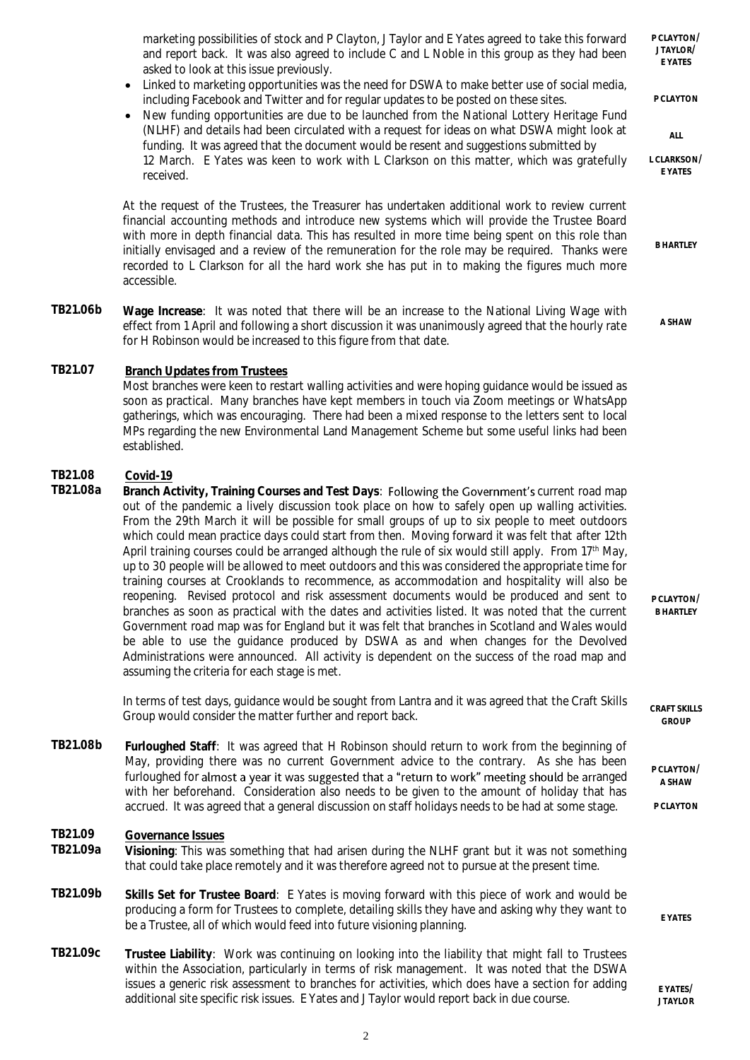marketing possibilities of stock and P Clayton, J Taylor and E Yates agreed to take this forward and report back. It was also agreed to include C and L Noble in this group as they had been asked to look at this issue previously. **P CLAYTON/ J TAYLOR/ E YATES**

- Linked to marketing opportunities was the need for DSWA to make better use of social media, including Facebook and Twitter and for regular updates to be posted on these sites. **P CLAYTON**
- New funding opportunities are due to be launched from the National Lottery Heritage Fund (NLHF) and details had been circulated with a request for ideas on what DSWA might look at funding. It was agreed that the document would be resent and suggestions submitted by 12 March. E Yates was keen to work with L Clarkson on this matter, which was gratefully received. **ALL** / **L CLARKSON/ E YATES**

At the request of the Trustees, the Treasurer has undertaken additional work to review current financial accounting methods and introduce new systems which will provide the Trustee Board with more in depth financial data. This has resulted in more time being spent on this role than initially envisaged and a review of the remuneration for the role may be required. Thanks were recorded to L Clarkson for all the hard work she has put in to making the figures much more accessible. **B HARTLEY**

**TB21.06b** **Wage Increase**: It was noted that there will be an increase to the National Living Wage with effect from 1 April and following a short discussion it was unanimously agreed that the hourly rate for H Robinson would be increased to this figure from that date. **A SHAW**

**TB21.07** **Branch Updates from Trustees**

Most branches were keen to restart walling activities and were hoping guidance would be issued as soon as practical. Many branches have kept members in touch via Zoom meetings or WhatsApp gatherings, which was encouraging. There had been a mixed response to the letters sent to local MPs regarding the new Environmental Land Management Scheme but some useful links had been established.

**TB21.08** **Covid-19**

**TB21.08a** **Branch Activity, Training Courses and Test Days**: Following the Government's current road map out of the pandemic a lively discussion took place on how to safely open up walling activities. From the 29th March it will be possible for small groups of up to six people to meet outdoors which could mean practice days could start from then. Moving forward it was felt that after 12th April training courses could be arranged although the rule of six would still apply. From 17th May, up to 30 people will be allowed to meet outdoors and this was considered the appropriate time for training courses at Crooklands to recommence, as accommodation and hospitality will also be reopening. Revised protocol and risk assessment documents would be produced and sent to branches as soon as practical with the dates and activities listed. It was noted that the current Government road map was for England but it was felt that branches in Scotland and Wales would be able to use the guidance produced by DSWA as and when changes for the Devolved Administrations were announced. All activity is dependent on the success of the road map and assuming the criteria for each stage is met. **P CLAYTON/ B HARTLEY**

In terms of test days, guidance would be sought from Lantra and it was agreed that the Craft Skills Group would consider the matter further and report back. **CRAFT SKILLS GROUP**

**TB21.08b** **Furloughed Staff**: It was agreed that H Robinson should return to work from the beginning of May, providing there was no current Government advice to the contrary. As she has been furloughed for almost a year it was suggested that a "return to work" meeting should be arranged with her beforehand. Consideration also needs to be given to the amount of holiday that has accrued. It was agreed that a general discussion on staff holidays needs to be had at some stage. **P CLAYTON/ A SHAW** / **P CLAYTON**

**TB21.09** **Governance Issues**

**TB21.09a** **Visioning**: This was something that had arisen during the NLHF grant but it was not something that could take place remotely and it was therefore agreed not to pursue at the present time.

**TB21.09b** **Skills Set for Trustee Board**: E Yates is moving forward with this piece of work and would be producing a form for Trustees to complete, detailing skills they have and asking why they want to be a Trustee, all of which would feed into future visioning planning. **E YATES**

**TB21.09c** **Trustee Liability**: Work was continuing on looking into the liability that might fall to Trustees within the Association, particularly in terms of risk management. It was noted that the DSWA issues a generic risk assessment to branches for activities, which does have a section for adding additional site specific risk issues. E Yates and J Taylor would report back in due course. **E YATES/ J TAYLOR**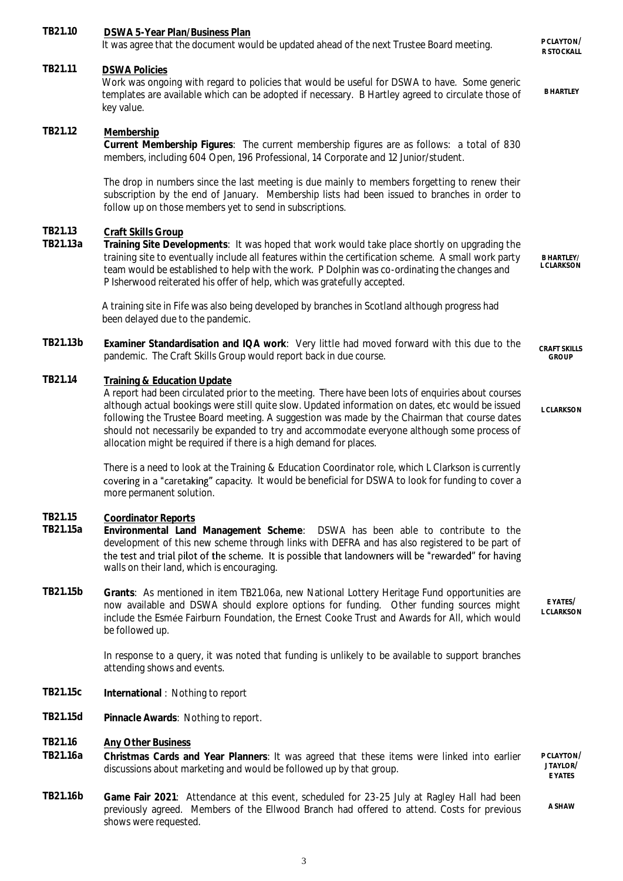**TB21.10** **DSWA 5-Year Plan/Business Plan**

It was agree that the document would be updated ahead of the next Trustee Board meeting. **P CLAYTON/ R STOCKALL**

**TB21.11** **DSWA Policies**

Work was ongoing with regard to policies that would be useful for DSWA to have. Some generic templates are available which can be adopted if necessary. B Hartley agreed to circulate those of key value. **B HARTLEY**

**TB21.12** **Membership**

**Current Membership Figures**: The current membership figures are as follows: a total of 830 members, including 604 Open, 196 Professional, 14 Corporate and 12 Junior/student.

The drop in numbers since the last meeting is due mainly to members forgetting to renew their subscription by the end of January. Membership lists had been issued to branches in order to follow up on those members yet to send in subscriptions.

**TB21.13** **Craft Skills Group**

**TB21.13a** **Training Site Developments**: It was hoped that work would take place shortly on upgrading the training site to eventually include all features within the certification scheme. A small work party team would be established to help with the work. P Dolphin was co-ordinating the changes and P Isherwood reiterated his offer of help, which was gratefully accepted. **B HARTLEY/ L CLARKSON**

A training site in Fife was also being developed by branches in Scotland although progress had been delayed due to the pandemic.

**TB21.13b** **Examiner Standardisation and IQA work**: Very little had moved forward with this due to the pandemic. The Craft Skills Group would report back in due course. **CRAFT SKILLS GROUP**

**TB21.14** **Training & Education Update**

A report had been circulated prior to the meeting. There have been lots of enquiries about courses although actual bookings were still quite slow. Updated information on dates, etc would be issued following the Trustee Board meeting. A suggestion was made by the Chairman that course dates should not necessarily be expanded to try and accommodate everyone although some process of allocation might be required if there is a high demand for places. **L CLARKSON**

There is a need to look at the Training & Education Coordinator role, which L Clarkson is currently covering in a "caretaking" capacity. It would be beneficial for DSWA to look for funding to cover a more permanent solution.

**TB21.15** **Coordinator Reports**

**TB21.15a** **Environmental Land Management Scheme**: DSWA has been able to contribute to the development of this new scheme through links with DEFRA and has also registered to be part of the test and trial pilot of the scheme. It is possible that landowners will be "rewarded" for having walls on their land, which is encouraging.

**TB21.15b** **Grants**: As mentioned in item TB21.06a, new National Lottery Heritage Fund opportunities are now available and DSWA should explore options for funding. Other funding sources might include the Esmée Fairburn Foundation, the Ernest Cooke Trust and Awards for All, which would be followed up. **E YATES/ L CLARKSON**

In response to a query, it was noted that funding is unlikely to be available to support branches attending shows and events.

**TB21.15c** **International** : Nothing to report

**TB21.15d** **Pinnacle Awards**: Nothing to report.

**TB21.16** **Any Other Business**

**TB21.16a** **Christmas Cards and Year Planners**: It was agreed that these items were linked into earlier discussions about marketing and would be followed up by that group. **P CLAYTON/ J TAYLOR/ E YATES**

**TB21.16b** **Game Fair 2021**: Attendance at this event, scheduled for 23-25 July at Ragley Hall had been previously agreed. Members of the Ellwood Branch had offered to attend. Costs for previous shows were requested. **A SHAW**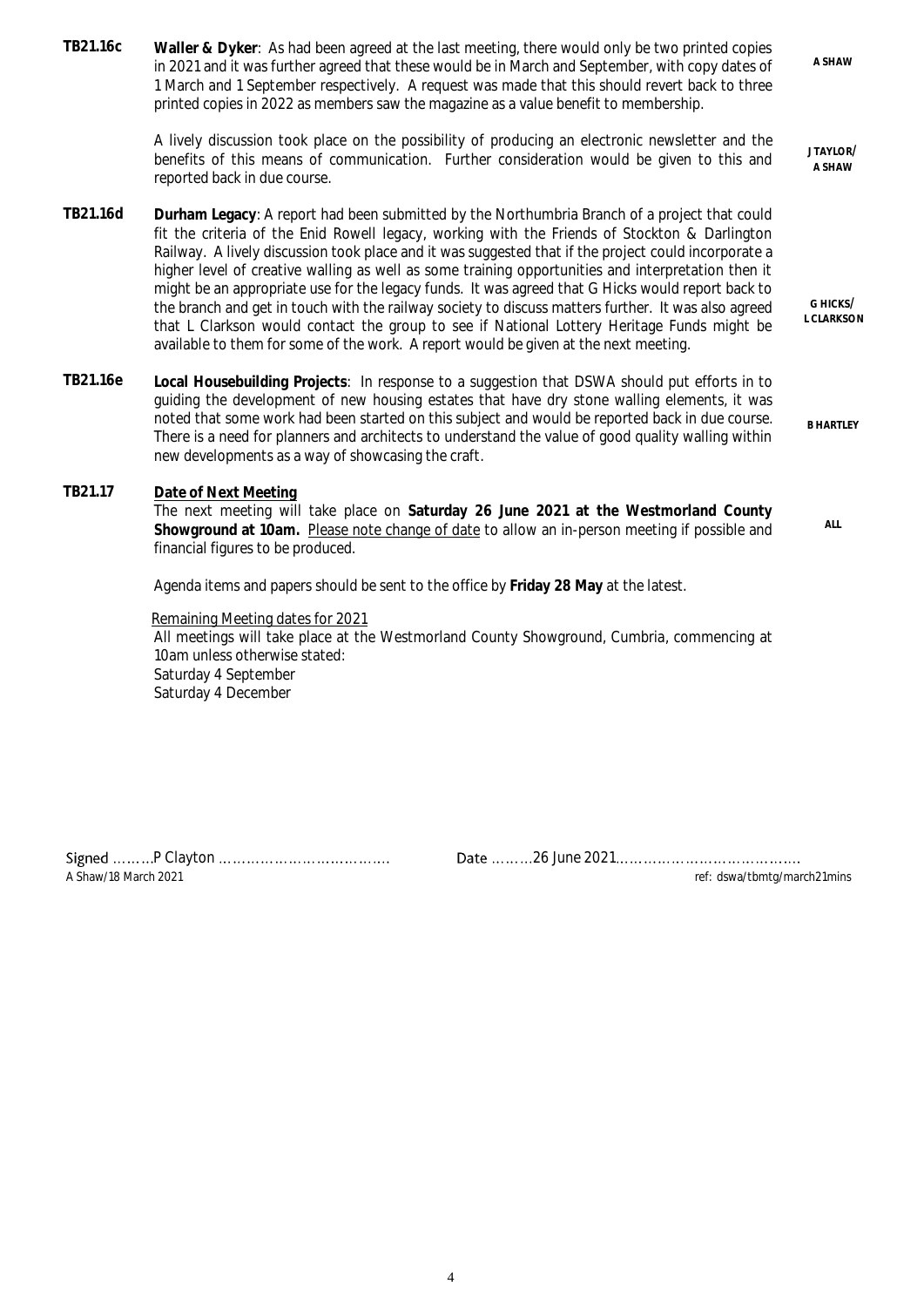**TB21.16c** **Waller & Dyker**: As had been agreed at the last meeting, there would only be two printed copies in 2021 and it was further agreed that these would be in March and September, with copy dates of 1 March and 1 September respectively. A request was made that this should revert back to three printed copies in 2022 as members saw the magazine as a value benefit to membership. **A SHAW**

A lively discussion took place on the possibility of producing an electronic newsletter and the benefits of this means of communication. Further consideration would be given to this and reported back in due course. **J TAYLOR/ A SHAW**

**TB21.16d** **Durham Legacy**: A report had been submitted by the Northumbria Branch of a project that could fit the criteria of the Enid Rowell legacy, working with the Friends of Stockton & Darlington Railway. A lively discussion took place and it was suggested that if the project could incorporate a higher level of creative walling as well as some training opportunities and interpretation then it might be an appropriate use for the legacy funds. It was agreed that G Hicks would report back to the branch and get in touch with the railway society to discuss matters further. It was also agreed that L Clarkson would contact the group to see if National Lottery Heritage Funds might be available to them for some of the work. A report would be given at the next meeting. **G HICKS/ L CLARKSON**

**TB21.16e** **Local Housebuilding Projects**: In response to a suggestion that DSWA should put efforts in to guiding the development of new housing estates that have dry stone walling elements, it was noted that some work had been started on this subject and would be reported back in due course. There is a need for planners and architects to understand the value of good quality walling within new developments as a way of showcasing the craft. **B HARTLEY**

**TB21.17** **Date of Next Meeting**

The next meeting will take place on **Saturday 26 June 2021 at the Westmorland County Showground at 10am.** Please note change of date to allow an in-person meeting if possible and financial figures to be produced. **ALL**

Agenda items and papers should be sent to the office by **Friday 28 May** at the latest.

Remaining Meeting dates for 2021

All meetings will take place at the Westmorland County Showground, Cumbria, commencing at 10am unless otherwise stated:

Saturday 4 September
Saturday 4 December

Signed ………P Clayton ………………………………   Date ………26 June 2021……………………………………

A Shaw/18 March 2021   ref: dswa/tbmtg/march21mins